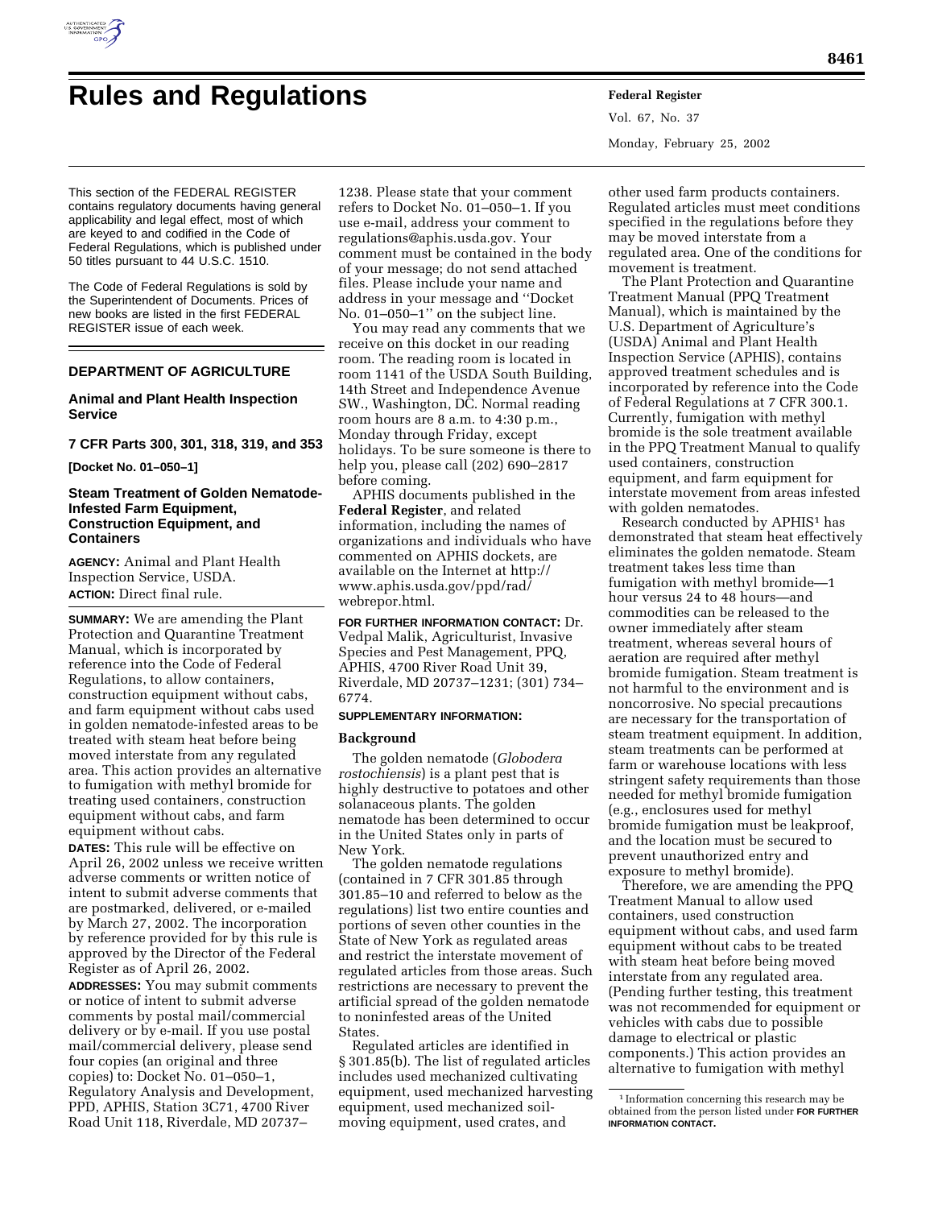# Rules and Regulations

This section of the FEDERAL REGISTER contains regulatory documents having general applicability and legal effect, most of which are keyed to and codified in the Code of Federal Regulations, which is published under 50 titles pursuant to 44 U.S.C. 1510.

The Code of Federal Regulations is sold by the Superintendent of Documents. Prices of new books are listed in the first FEDERAL REGISTER issue of each week.

## DEPARTMENT OF AGRICULTURE

### Animal and Plant Health Inspection Service

### 7 CFR Parts 300, 301, 318, 319, and 353

**[Docket No. 01–050–1]**

### Steam Treatment of Golden Nematode-Infested Farm Equipment, Construction Equipment, and Containers

**AGENCY:** Animal and Plant Health Inspection Service, USDA.

**ACTION:** Direct final rule.

**SUMMARY:** We are amending the Plant Protection and Quarantine Treatment Manual, which is incorporated by reference into the Code of Federal Regulations, to allow containers, construction equipment without cabs, and farm equipment without cabs used in golden nematode-infested areas to be treated with steam heat before being moved interstate from any regulated area. This action provides an alternative to fumigation with methyl bromide for treating used containers, construction equipment without cabs, and farm equipment without cabs.

**DATES:** This rule will be effective on April 26, 2002 unless we receive written adverse comments or written notice of intent to submit adverse comments that are postmarked, delivered, or e-mailed by March 27, 2002. The incorporation by reference provided for by this rule is approved by the Director of the Federal Register as of April 26, 2002.

**ADDRESSES:** You may submit comments or notice of intent to submit adverse comments by postal mail/commercial delivery or by e-mail. If you use postal mail/commercial delivery, please send four copies (an original and three copies) to: Docket No. 01–050–1, Regulatory Analysis and Development, PPD, APHIS, Station 3C71, 4700 River Road Unit 118, Riverdale, MD 20737–1238. Please state that your comment refers to Docket No. 01–050–1. If you use e-mail, address your comment to regulations@aphis.usda.gov. Your comment must be contained in the body of your message; do not send attached files. Please include your name and address in your message and ''Docket No. 01–050–1'' on the subject line.

You may read any comments that we receive on this docket in our reading room. The reading room is located in room 1141 of the USDA South Building, 14th Street and Independence Avenue SW., Washington, DC. Normal reading room hours are 8 a.m. to 4:30 p.m., Monday through Friday, except holidays. To be sure someone is there to help you, please call (202) 690–2817 before coming.

APHIS documents published in the **Federal Register**, and related information, including the names of organizations and individuals who have commented on APHIS dockets, are available on the Internet at http://www.aphis.usda.gov/ppd/rad/webrepor.html.

**FOR FURTHER INFORMATION CONTACT:** Dr. Vedpal Malik, Agriculturist, Invasive Species and Pest Management, PPQ, APHIS, 4700 River Road Unit 39, Riverdale, MD 20737–1231; (301) 734–6774.

**SUPPLEMENTARY INFORMATION:**

## Background

The golden nematode (*Globodera rostochiensis*) is a plant pest that is highly destructive to potatoes and other solanaceous plants. The golden nematode has been determined to occur in the United States only in parts of New York.

The golden nematode regulations (contained in 7 CFR 301.85 through 301.85–10 and referred to below as the regulations) list two entire counties and portions of seven other counties in the State of New York as regulated areas and restrict the interstate movement of regulated articles from those areas. Such restrictions are necessary to prevent the artificial spread of the golden nematode to noninfested areas of the United States.

Regulated articles are identified in § 301.85(b). The list of regulated articles includes used mechanized cultivating equipment, used mechanized harvesting equipment, used mechanized soil-moving equipment, used crates, and other used farm products containers. Regulated articles must meet conditions specified in the regulations before they may be moved interstate from a regulated area. One of the conditions for movement is treatment.

The Plant Protection and Quarantine Treatment Manual (PPQ Treatment Manual), which is maintained by the U.S. Department of Agriculture's (USDA) Animal and Plant Health Inspection Service (APHIS), contains approved treatment schedules and is incorporated by reference into the Code of Federal Regulations at 7 CFR 300.1. Currently, fumigation with methyl bromide is the sole treatment available in the PPQ Treatment Manual to qualify used containers, construction equipment, and farm equipment for interstate movement from areas infested with golden nematodes.

Research conducted by APHIS[1] has demonstrated that steam heat effectively eliminates the golden nematode. Steam treatment takes less time than fumigation with methyl bromide—1 hour versus 24 to 48 hours—and commodities can be released to the owner immediately after steam treatment, whereas several hours of aeration are required after methyl bromide fumigation. Steam treatment is not harmful to the environment and is noncorrosive. No special precautions are necessary for the transportation of steam treatment equipment. In addition, steam treatments can be performed at farm or warehouse locations with less stringent safety requirements than those needed for methyl bromide fumigation (e.g., enclosures used for methyl bromide fumigation must be leakproof, and the location must be secured to prevent unauthorized entry and exposure to methyl bromide).

Therefore, we are amending the PPQ Treatment Manual to allow used containers, used construction equipment without cabs, and used farm equipment without cabs to be treated with steam heat before being moved interstate from any regulated area. (Pending further testing, this treatment was not recommended for equipment or vehicles with cabs due to possible damage to electrical or plastic components.) This action provides an alternative to fumigation with methyl

[1] Information concerning this research may be obtained from the person listed under **FOR FURTHER INFORMATION CONTACT.**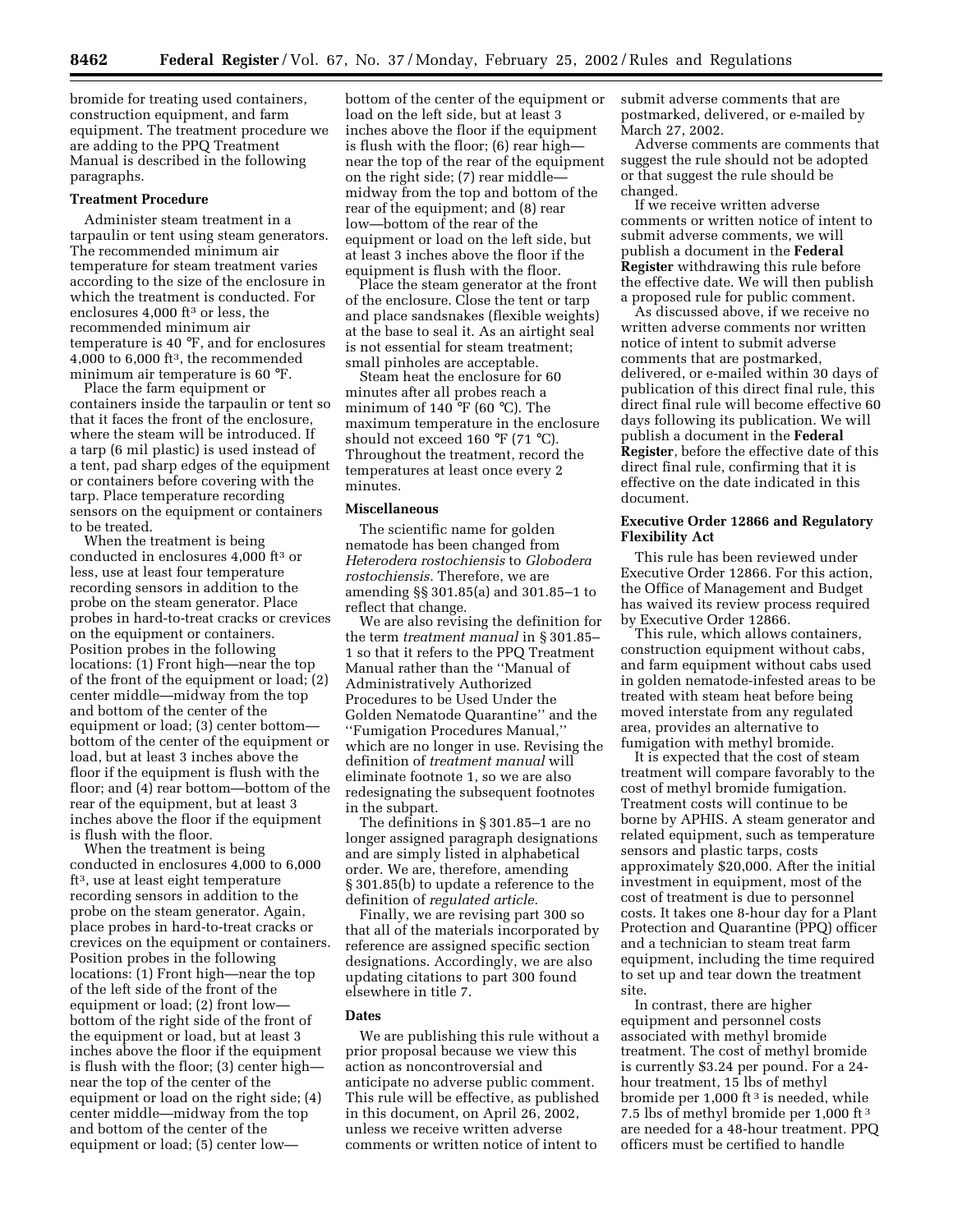bromide for treating used containers, construction equipment, and farm equipment. The treatment procedure we are adding to the PPQ Treatment Manual is described in the following paragraphs.

**Treatment Procedure**

Administer steam treatment in a tarpaulin or tent using steam generators. The recommended minimum air temperature for steam treatment varies according to the size of the enclosure in which the treatment is conducted. For enclosures 4,000 ft$^3$ or less, the recommended minimum air temperature is 40 °F, and for enclosures 4,000 to 6,000 ft$^3$, the recommended minimum air temperature is 60 °F.

Place the farm equipment or containers inside the tarpaulin or tent so that it faces the front of the enclosure, where the steam will be introduced. If a tarp (6 mil plastic) is used instead of a tent, pad sharp edges of the equipment or containers before covering with the tarp. Place temperature recording sensors on the equipment or containers to be treated.

When the treatment is being conducted in enclosures 4,000 ft$^3$ or less, use at least four temperature recording sensors in addition to the probe on the steam generator. Place probes in hard-to-treat cracks or crevices on the equipment or containers. Position probes in the following locations: (1) Front high—near the top of the front of the equipment or load; (2) center middle—midway from the top and bottom of the center of the equipment or load; (3) center bottom—bottom of the center of the equipment or load, but at least 3 inches above the floor if the equipment is flush with the floor; and (4) rear bottom—bottom of the rear of the equipment, but at least 3 inches above the floor if the equipment is flush with the floor.

When the treatment is being conducted in enclosures 4,000 to 6,000 ft$^3$, use at least eight temperature recording sensors in addition to the probe on the steam generator. Again, place probes in hard-to-treat cracks or crevices on the equipment or containers. Position probes in the following locations: (1) Front high—near the top of the left side of the front of the equipment or load; (2) front low—bottom of the right side of the front of the equipment or load, but at least 3 inches above the floor if the equipment is flush with the floor; (3) center high—near the top of the center of the equipment or load on the right side; (4) center middle—midway from the top and bottom of the center of the equipment or load; (5) center low—bottom of the center of the equipment or load on the left side, but at least 3 inches above the floor if the equipment is flush with the floor; (6) rear high—near the top of the rear of the equipment on the right side; (7) rear middle—midway from the top and bottom of the rear of the equipment; and (8) rear low—bottom of the rear of the equipment or load on the left side, but at least 3 inches above the floor if the equipment is flush with the floor.

Place the steam generator at the front of the enclosure. Close the tent or tarp and place sandsnakes (flexible weights) at the base to seal it. As an airtight seal is not essential for steam treatment; small pinholes are acceptable.

Steam heat the enclosure for 60 minutes after all probes reach a minimum of 140 °F (60 °C). The maximum temperature in the enclosure should not exceed 160 °F (71 °C). Throughout the treatment, record the temperatures at least once every 2 minutes.

**Miscellaneous**

The scientific name for golden nematode has been changed from *Heterodera rostochiensis* to *Globodera rostochiensis.* Therefore, we are amending §§ 301.85(a) and 301.85–1 to reflect that change.

We are also revising the definition for the term *treatment manual* in § 301.85–1 so that it refers to the PPQ Treatment Manual rather than the ''Manual of Administratively Authorized Procedures to be Used Under the Golden Nematode Quarantine'' and the ''Fumigation Procedures Manual,'' which are no longer in use. Revising the definition of *treatment manual* will eliminate footnote 1, so we are also redesignating the subsequent footnotes in the subpart.

The definitions in § 301.85–1 are no longer assigned paragraph designations and are simply listed in alphabetical order. We are, therefore, amending § 301.85(b) to update a reference to the definition of *regulated article.*

Finally, we are revising part 300 so that all of the materials incorporated by reference are assigned specific section designations. Accordingly, we are also updating citations to part 300 found elsewhere in title 7.

**Dates**

We are publishing this rule without a prior proposal because we view this action as noncontroversial and anticipate no adverse public comment. This rule will be effective, as published in this document, on April 26, 2002, unless we receive written adverse comments or written notice of intent to submit adverse comments that are postmarked, delivered, or e-mailed by March 27, 2002.

Adverse comments are comments that suggest the rule should not be adopted or that suggest the rule should be changed.

If we receive written adverse comments or written notice of intent to submit adverse comments, we will publish a document in the **Federal Register** withdrawing this rule before the effective date. We will then publish a proposed rule for public comment.

As discussed above, if we receive no written adverse comments nor written notice of intent to submit adverse comments that are postmarked, delivered, or e-mailed within 30 days of publication of this direct final rule, this direct final rule will become effective 60 days following its publication. We will publish a document in the **Federal Register**, before the effective date of this direct final rule, confirming that it is effective on the date indicated in this document.

**Executive Order 12866 and Regulatory Flexibility Act**

This rule has been reviewed under Executive Order 12866. For this action, the Office of Management and Budget has waived its review process required by Executive Order 12866.

This rule, which allows containers, construction equipment without cabs, and farm equipment without cabs used in golden nematode-infested areas to be treated with steam heat before being moved interstate from any regulated area, provides an alternative to fumigation with methyl bromide.

It is expected that the cost of steam treatment will compare favorably to the cost of methyl bromide fumigation. Treatment costs will continue to be borne by APHIS. A steam generator and related equipment, such as temperature sensors and plastic tarps, costs approximately $20,000. After the initial investment in equipment, most of the cost of treatment is due to personnel costs. It takes one 8-hour day for a Plant Protection and Quarantine (PPQ) officer and a technician to steam treat farm equipment, including the time required to set up and tear down the treatment site.

In contrast, there are higher equipment and personnel costs associated with methyl bromide treatment. The cost of methyl bromide is currently $3.24 per pound. For a 24-hour treatment, 15 lbs of methyl bromide per 1,000 ft$^3$ is needed, while 7.5 lbs of methyl bromide per 1,000 ft$^3$ are needed for a 48-hour treatment. PPQ officers must be certified to handle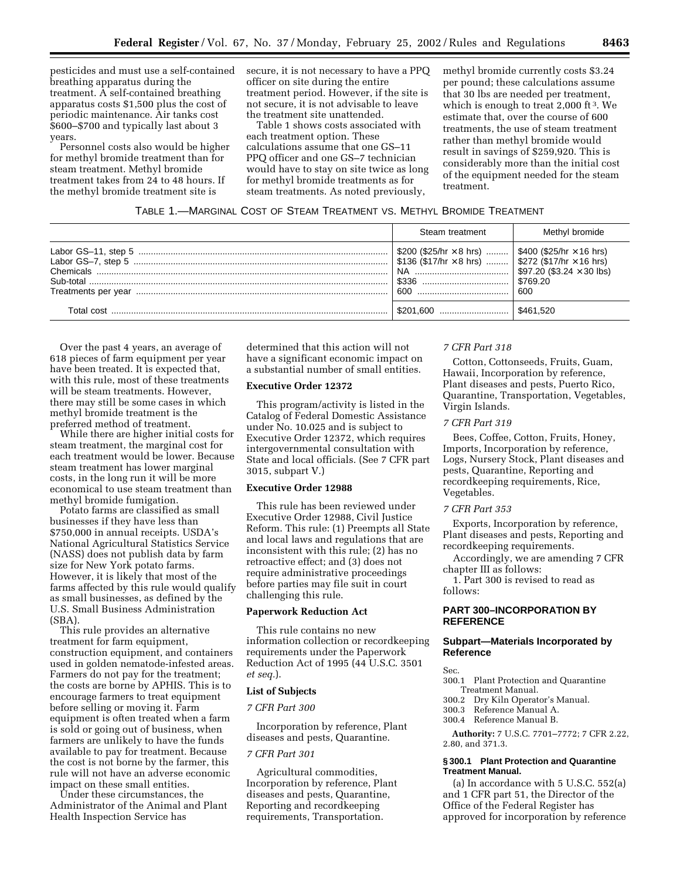pesticides and must use a self-contained breathing apparatus during the treatment. A self-contained breathing apparatus costs $1,500 plus the cost of periodic maintenance. Air tanks cost $600–$700 and typically last about 3 years.

Personnel costs also would be higher for methyl bromide treatment than for steam treatment. Methyl bromide treatment takes from 24 to 48 hours. If the methyl bromide treatment site is secure, it is not necessary to have a PPQ officer on site during the entire treatment period. However, if the site is not secure, it is not advisable to leave the treatment site unattended.

Table 1 shows costs associated with each treatment option. These calculations assume that one GS–11 PPQ officer and one GS–7 technician would have to stay on site twice as long for methyl bromide treatments as for steam treatments. As noted previously, methyl bromide currently costs $3.24 per pound; these calculations assume that 30 lbs are needed per treatment, which is enough to treat 2,000 ft[3]. We estimate that, over the course of 600 treatments, the use of steam treatment rather than methyl bromide would result in savings of $259,920. This is considerably more than the initial cost of the equipment needed for the steam treatment.

TABLE 1.—MARGINAL COST OF STEAM TREATMENT VS. METHYL BROMIDE TREATMENT

| | Steam treatment | Methyl bromide |
|---|---|---|
| Labor GS–11, step 5 | $200 ($25/hr × 8 hrs) | $400 ($25/hr × 16 hrs) |
| Labor GS–7, step 5 | $136 ($17/hr × 8 hrs) | $272 ($17/hr × 16 hrs) |
| Chemicals | NA | $97.20 ($3.24 × 30 lbs) |
| Sub-total | $336 | $769.20 |
| Treatments per year | 600 | 600 |
| Total cost | $201,600 | $461,520 |

Over the past 4 years, an average of 618 pieces of farm equipment per year have been treated. It is expected that, with this rule, most of these treatments will be steam treatments. However, there may still be some cases in which methyl bromide treatment is the preferred method of treatment.

While there are higher initial costs for steam treatment, the marginal cost for each treatment would be lower. Because steam treatment has lower marginal costs, in the long run it will be more economical to use steam treatment than methyl bromide fumigation.

Potato farms are classified as small businesses if they have less than $750,000 in annual receipts. USDA's National Agricultural Statistics Service (NASS) does not publish data by farm size for New York potato farms. However, it is likely that most of the farms affected by this rule would qualify as small businesses, as defined by the U.S. Small Business Administration (SBA).

This rule provides an alternative treatment for farm equipment, construction equipment, and containers used in golden nematode-infested areas. Farmers do not pay for the treatment; the costs are borne by APHIS. This is to encourage farmers to treat equipment before selling or moving it. Farm equipment is often treated when a farm is sold or going out of business, when farmers are unlikely to have the funds available to pay for treatment. Because the cost is not borne by the farmer, this rule will not have an adverse economic impact on these small entities.

Under these circumstances, the Administrator of the Animal and Plant Health Inspection Service has determined that this action will not have a significant economic impact on a substantial number of small entities.

**Executive Order 12372**

This program/activity is listed in the Catalog of Federal Domestic Assistance under No. 10.025 and is subject to Executive Order 12372, which requires intergovernmental consultation with State and local officials. (See 7 CFR part 3015, subpart V.)

**Executive Order 12988**

This rule has been reviewed under Executive Order 12988, Civil Justice Reform. This rule: (1) Preempts all State and local laws and regulations that are inconsistent with this rule; (2) has no retroactive effect; and (3) does not require administrative proceedings before parties may file suit in court challenging this rule.

**Paperwork Reduction Act**

This rule contains no new information collection or recordkeeping requirements under the Paperwork Reduction Act of 1995 (44 U.S.C. 3501 *et seq.*).

**List of Subjects**

*7 CFR Part 300*

Incorporation by reference, Plant diseases and pests, Quarantine.

*7 CFR Part 301*

Agricultural commodities, Incorporation by reference, Plant diseases and pests, Quarantine, Reporting and recordkeeping requirements, Transportation.

*7 CFR Part 318*

Cotton, Cottonseeds, Fruits, Guam, Hawaii, Incorporation by reference, Plant diseases and pests, Puerto Rico, Quarantine, Transportation, Vegetables, Virgin Islands.

*7 CFR Part 319*

Bees, Coffee, Cotton, Fruits, Honey, Imports, Incorporation by reference, Logs, Nursery Stock, Plant diseases and pests, Quarantine, Reporting and recordkeeping requirements, Rice, Vegetables.

*7 CFR Part 353*

Exports, Incorporation by reference, Plant diseases and pests, Reporting and recordkeeping requirements.

Accordingly, we are amending 7 CFR chapter III as follows:

1. Part 300 is revised to read as follows:

## PART 300–INCORPORATION BY REFERENCE

### Subpart—Materials Incorporated by Reference

Sec.
300.1 Plant Protection and Quarantine Treatment Manual.
300.2 Dry Kiln Operator's Manual.
300.3 Reference Manual A.
300.4 Reference Manual B.

**Authority:** 7 U.S.C. 7701–7772; 7 CFR 2.22, 2.80, and 371.3.

**§ 300.1 Plant Protection and Quarantine Treatment Manual.**

(a) In accordance with 5 U.S.C. 552(a) and 1 CFR part 51, the Director of the Office of the Federal Register has approved for incorporation by reference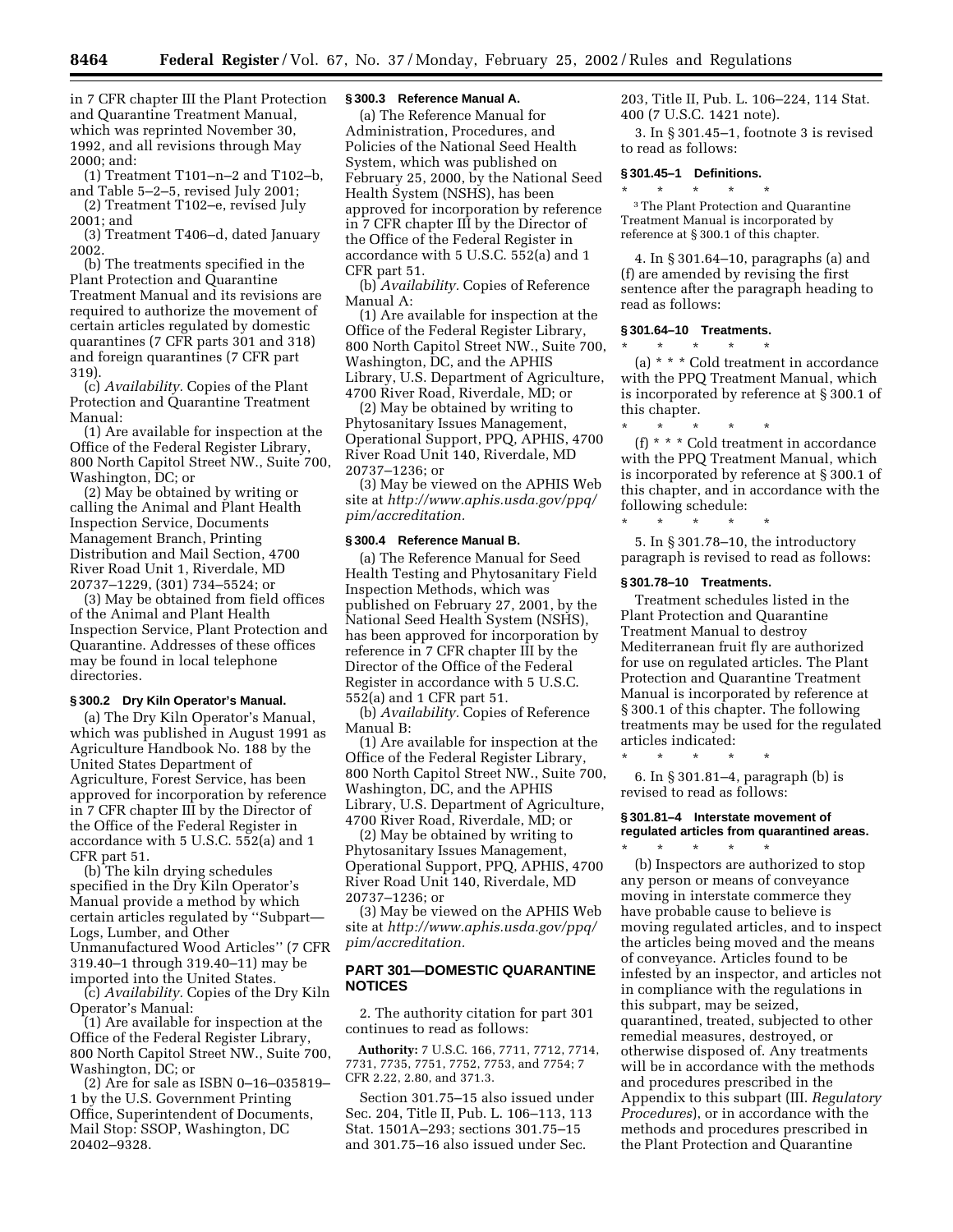in 7 CFR chapter III the Plant Protection and Quarantine Treatment Manual, which was reprinted November 30, 1992, and all revisions through May 2000; and:

(1) Treatment T101–n–2 and T102–b, and Table 5–2–5, revised July 2001;

(2) Treatment T102–e, revised July 2001; and

(3) Treatment T406–d, dated January 2002.

(b) The treatments specified in the Plant Protection and Quarantine Treatment Manual and its revisions are required to authorize the movement of certain articles regulated by domestic quarantines (7 CFR parts 301 and 318) and foreign quarantines (7 CFR part 319).

(c) *Availability.* Copies of the Plant Protection and Quarantine Treatment Manual:

(1) Are available for inspection at the Office of the Federal Register Library, 800 North Capitol Street NW., Suite 700, Washington, DC; or

(2) May be obtained by writing or calling the Animal and Plant Health Inspection Service, Documents Management Branch, Printing Distribution and Mail Section, 4700 River Road Unit 1, Riverdale, MD 20737–1229, (301) 734–5524; or

(3) May be obtained from field offices of the Animal and Plant Health Inspection Service, Plant Protection and Quarantine. Addresses of these offices may be found in local telephone directories.

### § 300.2 Dry Kiln Operator's Manual.

(a) The Dry Kiln Operator's Manual, which was published in August 1991 as Agriculture Handbook No. 188 by the United States Department of Agriculture, Forest Service, has been approved for incorporation by reference in 7 CFR chapter III by the Director of the Office of the Federal Register in accordance with 5 U.S.C. 552(a) and 1 CFR part 51.

(b) The kiln drying schedules specified in the Dry Kiln Operator's Manual provide a method by which certain articles regulated by ''Subpart—Logs, Lumber, and Other Unmanufactured Wood Articles'' (7 CFR 319.40–1 through 319.40–11) may be imported into the United States.

(c) *Availability.* Copies of the Dry Kiln Operator's Manual:

(1) Are available for inspection at the Office of the Federal Register Library, 800 North Capitol Street NW., Suite 700, Washington, DC; or

(2) Are for sale as ISBN 0–16–035819–1 by the U.S. Government Printing Office, Superintendent of Documents, Mail Stop: SSOP, Washington, DC 20402–9328.

### § 300.3 Reference Manual A.

(a) The Reference Manual for Administration, Procedures, and Policies of the National Seed Health System, which was published on February 25, 2000, by the National Seed Health System (NSHS), has been approved for incorporation by reference in 7 CFR chapter III by the Director of the Office of the Federal Register in accordance with 5 U.S.C. 552(a) and 1 CFR part 51.

(b) *Availability.* Copies of Reference Manual A:

(1) Are available for inspection at the Office of the Federal Register Library, 800 North Capitol Street NW., Suite 700, Washington, DC, and the APHIS Library, U.S. Department of Agriculture, 4700 River Road, Riverdale, MD; or

(2) May be obtained by writing to Phytosanitary Issues Management, Operational Support, PPQ, APHIS, 4700 River Road Unit 140, Riverdale, MD 20737–1236; or

(3) May be viewed on the APHIS Web site at *http://www.aphis.usda.gov/ppq/pim/accreditation.*

### § 300.4 Reference Manual B.

(a) The Reference Manual for Seed Health Testing and Phytosanitary Field Inspection Methods, which was published on February 27, 2001, by the National Seed Health System (NSHS), has been approved for incorporation by reference in 7 CFR chapter III by the Director of the Office of the Federal Register in accordance with 5 U.S.C. 552(a) and 1 CFR part 51.

(b) *Availability.* Copies of Reference Manual B:

(1) Are available for inspection at the Office of the Federal Register Library, 800 North Capitol Street NW., Suite 700, Washington, DC, and the APHIS Library, U.S. Department of Agriculture, 4700 River Road, Riverdale, MD; or

(2) May be obtained by writing to Phytosanitary Issues Management, Operational Support, PPQ, APHIS, 4700 River Road Unit 140, Riverdale, MD 20737–1236; or

(3) May be viewed on the APHIS Web site at *http://www.aphis.usda.gov/ppq/pim/accreditation.*

## PART 301—DOMESTIC QUARANTINE NOTICES

2. The authority citation for part 301 continues to read as follows:

**Authority:** 7 U.S.C. 166, 7711, 7712, 7714, 7731, 7735, 7751, 7752, 7753, and 7754; 7 CFR 2.22, 2.80, and 371.3.

Section 301.75–15 also issued under Sec. 204, Title II, Pub. L. 106–113, 113 Stat. 1501A–293; sections 301.75–15 and 301.75–16 also issued under Sec. 203, Title II, Pub. L. 106–224, 114 Stat. 400 (7 U.S.C. 1421 note).

3. In § 301.45–1, footnote 3 is revised to read as follows:

### § 301.45–1 Definitions.

\* \* \* \* \*

[3] The Plant Protection and Quarantine Treatment Manual is incorporated by reference at § 300.1 of this chapter.

4. In § 301.64–10, paragraphs (a) and (f) are amended by revising the first sentence after the paragraph heading to read as follows:

### § 301.64–10 Treatments.

\* \* \* \* \*

(a) \* \* \* Cold treatment in accordance with the PPQ Treatment Manual, which is incorporated by reference at § 300.1 of this chapter.

\* \* \* \* \*

(f) \* \* \* Cold treatment in accordance with the PPQ Treatment Manual, which is incorporated by reference at § 300.1 of this chapter, and in accordance with the following schedule:

\* \* \* \* \*

5. In § 301.78–10, the introductory paragraph is revised to read as follows:

### § 301.78–10 Treatments.

Treatment schedules listed in the Plant Protection and Quarantine Treatment Manual to destroy Mediterranean fruit fly are authorized for use on regulated articles. The Plant Protection and Quarantine Treatment Manual is incorporated by reference at § 300.1 of this chapter. The following treatments may be used for the regulated articles indicated:

\* \* \* \* \*

6. In § 301.81–4, paragraph (b) is revised to read as follows:

### § 301.81–4 Interstate movement of regulated articles from quarantined areas.

\* \* \* \* \*

(b) Inspectors are authorized to stop any person or means of conveyance moving in interstate commerce they have probable cause to believe is moving regulated articles, and to inspect the articles being moved and the means of conveyance. Articles found to be infested by an inspector, and articles not in compliance with the regulations in this subpart, may be seized, quarantined, treated, subjected to other remedial measures, destroyed, or otherwise disposed of. Any treatments will be in accordance with the methods and procedures prescribed in the Appendix to this subpart (III. *Regulatory Procedures*), or in accordance with the methods and procedures prescribed in the Plant Protection and Quarantine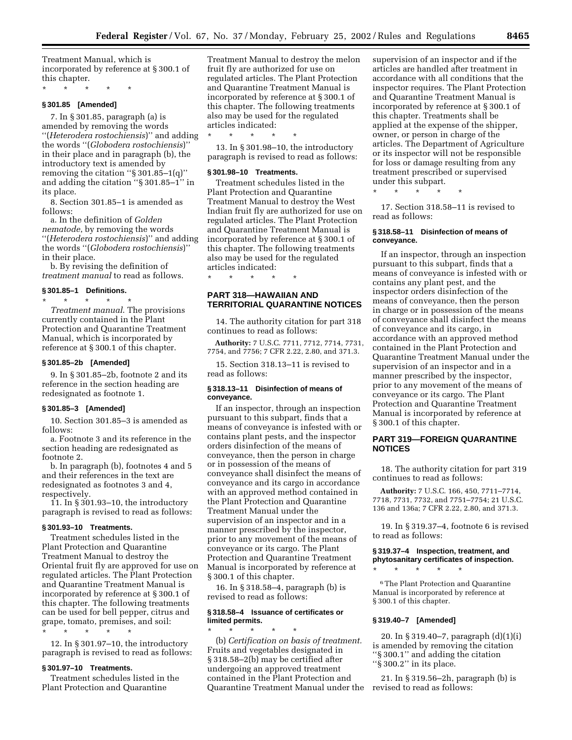Treatment Manual, which is incorporated by reference at § 300.1 of this chapter.

* * * * *

### § 301.85 [Amended]

7. In § 301.85, paragraph (a) is amended by removing the words ''(*Heterodera rostochiensis*)'' and adding the words ''(*Globodera rostochiensis*)'' in their place and in paragraph (b), the introductory text is amended by removing the citation ''§ 301.85–1(q)'' and adding the citation ''§ 301.85–1'' in its place.

8. Section 301.85–1 is amended as follows:

a. In the definition of *Golden nematode*, by removing the words ''(*Heterodera rostochiensis*)'' and adding the words ''(*Globodera rostochiensis*)'' in their place.

b. By revising the definition of *treatment manual* to read as follows.

### § 301.85–1 Definitions.

* * * * *

*Treatment manual*. The provisions currently contained in the Plant Protection and Quarantine Treatment Manual, which is incorporated by reference at § 300.1 of this chapter.

### § 301.85–2b [Amended]

9. In § 301.85–2b, footnote 2 and its reference in the section heading are redesignated as footnote 1.

### § 301.85–3 [Amended]

10. Section 301.85–3 is amended as follows:

a. Footnote 3 and its reference in the section heading are redesignated as footnote 2.

b. In paragraph (b), footnotes 4 and 5 and their references in the text are redesignated as footnotes 3 and 4, respectively.

11. In § 301.93–10, the introductory paragraph is revised to read as follows:

### § 301.93–10 Treatments.

Treatment schedules listed in the Plant Protection and Quarantine Treatment Manual to destroy the Oriental fruit fly are approved for use on regulated articles. The Plant Protection and Quarantine Treatment Manual is incorporated by reference at § 300.1 of this chapter. The following treatments can be used for bell pepper, citrus and grape, tomato, premises, and soil:

* * * * *

12. In § 301.97–10, the introductory paragraph is revised to read as follows:

### § 301.97–10 Treatments.

Treatment schedules listed in the Plant Protection and Quarantine Treatment Manual to destroy the melon fruit fly are authorized for use on regulated articles. The Plant Protection and Quarantine Treatment Manual is incorporated by reference at § 300.1 of this chapter. The following treatments also may be used for the regulated articles indicated:

* * * * *

13. In § 301.98–10, the introductory paragraph is revised to read as follows:

### § 301.98–10 Treatments.

Treatment schedules listed in the Plant Protection and Quarantine Treatment Manual to destroy the West Indian fruit fly are authorized for use on regulated articles. The Plant Protection and Quarantine Treatment Manual is incorporated by reference at § 300.1 of this chapter. The following treatments also may be used for the regulated articles indicated:

* * * * *

## PART 318—HAWAIIAN AND TERRITORIAL QUARANTINE NOTICES

14. The authority citation for part 318 continues to read as follows:

**Authority:** 7 U.S.C. 7711, 7712, 7714, 7731, 7754, and 7756; 7 CFR 2.22, 2.80, and 371.3.

15. Section 318.13–11 is revised to read as follows:

### § 318.13–11 Disinfection of means of conveyance.

If an inspector, through an inspection pursuant to this subpart, finds that a means of conveyance is infested with or contains plant pests, and the inspector orders disinfection of the means of conveyance, then the person in charge or in possession of the means of conveyance shall disinfect the means of conveyance and its cargo in accordance with an approved method contained in the Plant Protection and Quarantine Treatment Manual under the supervision of an inspector and in a manner prescribed by the inspector, prior to any movement of the means of conveyance or its cargo. The Plant Protection and Quarantine Treatment Manual is incorporated by reference at § 300.1 of this chapter.

16. In § 318.58–4, paragraph (b) is revised to read as follows:

### § 318.58–4 Issuance of certificates or limited permits.

* * * * *

(b) *Certification on basis of treatment.* Fruits and vegetables designated in § 318.58–2(b) may be certified after undergoing an approved treatment contained in the Plant Protection and Quarantine Treatment Manual under the supervision of an inspector and if the articles are handled after treatment in accordance with all conditions that the inspector requires. The Plant Protection and Quarantine Treatment Manual is incorporated by reference at § 300.1 of this chapter. Treatments shall be applied at the expense of the shipper, owner, or person in charge of the articles. The Department of Agriculture or its inspector will not be responsible for loss or damage resulting from any treatment prescribed or supervised under this subpart.

* * * * *

17. Section 318.58–11 is revised to read as follows:

### § 318.58–11 Disinfection of means of conveyance.

If an inspector, through an inspection pursuant to this subpart, finds that a means of conveyance is infested with or contains any plant pest, and the inspector orders disinfection of the means of conveyance, then the person in charge or in possession of the means of conveyance shall disinfect the means of conveyance and its cargo, in accordance with an approved method contained in the Plant Protection and Quarantine Treatment Manual under the supervision of an inspector and in a manner prescribed by the inspector, prior to any movement of the means of conveyance or its cargo. The Plant Protection and Quarantine Treatment Manual is incorporated by reference at § 300.1 of this chapter.

## PART 319—FOREIGN QUARANTINE NOTICES

18. The authority citation for part 319 continues to read as follows:

**Authority:** 7 U.S.C. 166, 450, 7711–7714, 7718, 7731, 7732, and 7751–7754; 21 U.S.C. 136 and 136a; 7 CFR 2.22, 2.80, and 371.3.

19. In § 319.37–4, footnote 6 is revised to read as follows:

### § 319.37–4 Inspection, treatment, and phytosanitary certificates of inspection.

* * * * *

[6] The Plant Protection and Quarantine Manual is incorporated by reference at § 300.1 of this chapter.

### § 319.40–7 [Amended]

20. In § 319.40–7, paragraph (d)(1)(i) is amended by removing the citation ''§ 300.1'' and adding the citation ''§ 300.2'' in its place.

21. In § 319.56–2h, paragraph (b) is revised to read as follows: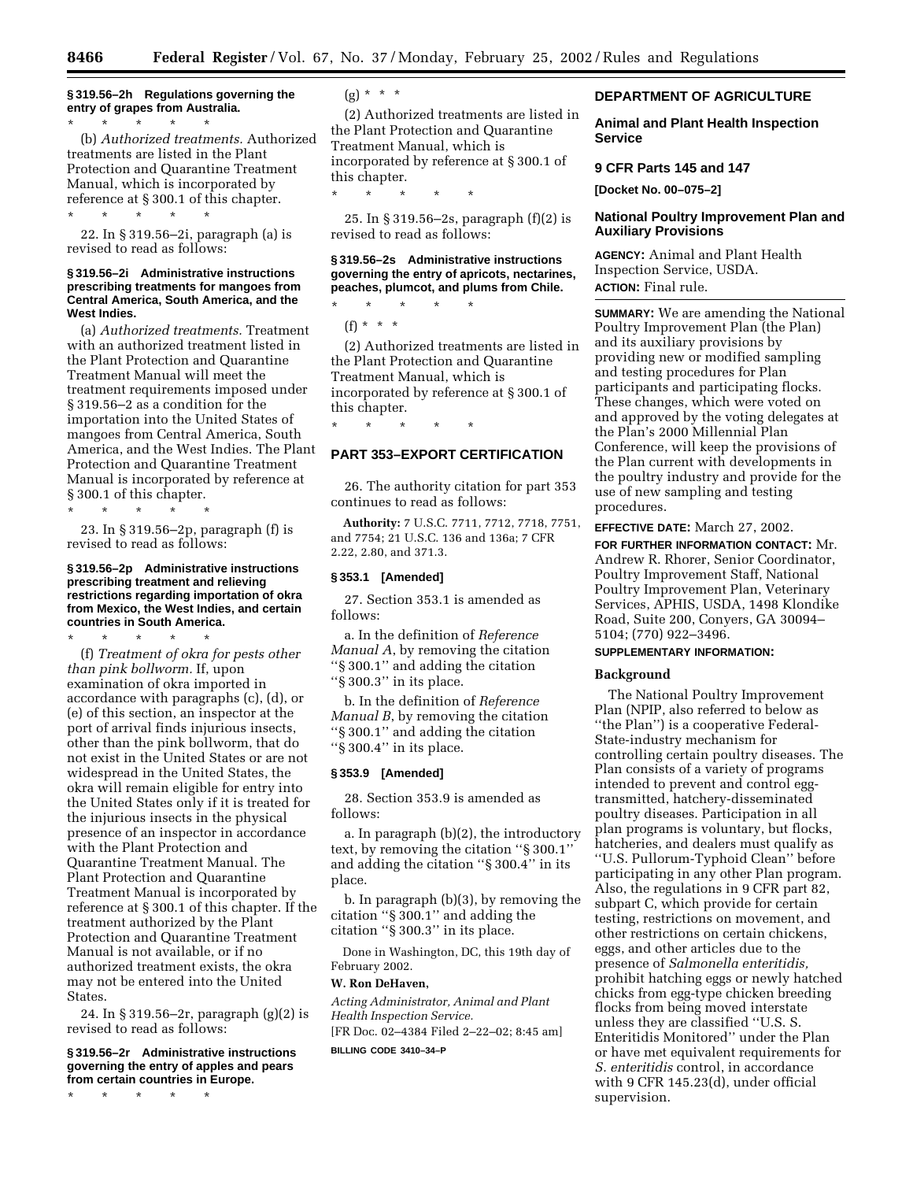#### § 319.56–2h Regulations governing the entry of grapes from Australia.

\* \* \* \* \*

(b) *Authorized treatments.* Authorized treatments are listed in the Plant Protection and Quarantine Treatment Manual, which is incorporated by reference at § 300.1 of this chapter.

\* \* \* \* \*

22. In § 319.56–2i, paragraph (a) is revised to read as follows:

#### § 319.56–2i Administrative instructions prescribing treatments for mangoes from Central America, South America, and the West Indies.

(a) *Authorized treatments.* Treatment with an authorized treatment listed in the Plant Protection and Quarantine Treatment Manual will meet the treatment requirements imposed under § 319.56–2 as a condition for the importation into the United States of mangoes from Central America, South America, and the West Indies. The Plant Protection and Quarantine Treatment Manual is incorporated by reference at § 300.1 of this chapter.

\* \* \* \* \*

23. In § 319.56–2p, paragraph (f) is revised to read as follows:

#### § 319.56–2p Administrative instructions prescribing treatment and relieving restrictions regarding importation of okra from Mexico, the West Indies, and certain countries in South America.

\* \* \* \* \*

(f) *Treatment of okra for pests other than pink bollworm.* If, upon examination of okra imported in accordance with paragraphs (c), (d), or (e) of this section, an inspector at the port of arrival finds injurious insects, other than the pink bollworm, that do not exist in the United States or are not widespread in the United States, the okra will remain eligible for entry into the United States only if it is treated for the injurious insects in the physical presence of an inspector in accordance with the Plant Protection and Quarantine Treatment Manual. The Plant Protection and Quarantine Treatment Manual is incorporated by reference at § 300.1 of this chapter. If the treatment authorized by the Plant Protection and Quarantine Treatment Manual is not available, or if no authorized treatment exists, the okra may not be entered into the United States.

24. In § 319.56–2r, paragraph (g)(2) is revised to read as follows:

#### § 319.56–2r Administrative instructions governing the entry of apples and pears from certain countries in Europe.

\* \* \* \* \*

(g) \* \* \*

(2) Authorized treatments are listed in the Plant Protection and Quarantine Treatment Manual, which is incorporated by reference at § 300.1 of this chapter.

\* \* \* \* \*

25. In § 319.56–2s, paragraph (f)(2) is revised to read as follows:

#### § 319.56–2s Administrative instructions governing the entry of apricots, nectarines, peaches, plumcot, and plums from Chile.

\* \* \* \* \*

(f) \* \* \*

(2) Authorized treatments are listed in the Plant Protection and Quarantine Treatment Manual, which is incorporated by reference at § 300.1 of this chapter.

\* \* \* \* \*

## PART 353–EXPORT CERTIFICATION

26. The authority citation for part 353 continues to read as follows:

**Authority:** 7 U.S.C. 7711, 7712, 7718, 7751, and 7754; 21 U.S.C. 136 and 136a; 7 CFR 2.22, 2.80, and 371.3.

#### § 353.1 [Amended]

27. Section 353.1 is amended as follows:

a. In the definition of *Reference Manual A*, by removing the citation "§ 300.1" and adding the citation "§ 300.3" in its place.

b. In the definition of *Reference Manual B*, by removing the citation "§ 300.1" and adding the citation "§ 300.4" in its place.

#### § 353.9 [Amended]

28. Section 353.9 is amended as follows:

a. In paragraph (b)(2), the introductory text, by removing the citation "§ 300.1" and adding the citation "§ 300.4" in its place.

b. In paragraph (b)(3), by removing the citation "§ 300.1" and adding the citation "§ 300.3" in its place.

Done in Washington, DC, this 19th day of February 2002.

**W. Ron DeHaven,**

*Acting Administrator, Animal and Plant Health Inspection Service.*

[FR Doc. 02–4384 Filed 2–22–02; 8:45 am]

**BILLING CODE 3410–34–P**

## DEPARTMENT OF AGRICULTURE

### Animal and Plant Health Inspection Service

### 9 CFR Parts 145 and 147

**[Docket No. 00–075–2]**

### National Poultry Improvement Plan and Auxiliary Provisions

**AGENCY:** Animal and Plant Health Inspection Service, USDA.

**ACTION:** Final rule.

**SUMMARY:** We are amending the National Poultry Improvement Plan (the Plan) and its auxiliary provisions by providing new or modified sampling and testing procedures for Plan participants and participating flocks. These changes, which were voted on and approved by the voting delegates at the Plan's 2000 Millennial Plan Conference, will keep the provisions of the Plan current with developments in the poultry industry and provide for the use of new sampling and testing procedures.

**EFFECTIVE DATE:** March 27, 2002.

**FOR FURTHER INFORMATION CONTACT:** Mr. Andrew R. Rhorer, Senior Coordinator, Poultry Improvement Staff, National Poultry Improvement Plan, Veterinary Services, APHIS, USDA, 1498 Klondike Road, Suite 200, Conyers, GA 30094–5104; (770) 922–3496.

**SUPPLEMENTARY INFORMATION:**

### Background

The National Poultry Improvement Plan (NPIP, also referred to below as "the Plan") is a cooperative Federal-State-industry mechanism for controlling certain poultry diseases. The Plan consists of a variety of programs intended to prevent and control egg-transmitted, hatchery-disseminated poultry diseases. Participation in all plan programs is voluntary, but flocks, hatcheries, and dealers must qualify as "U.S. Pullorum-Typhoid Clean" before participating in any other Plan program. Also, the regulations in 9 CFR part 82, subpart C, which provide for certain testing, restrictions on movement, and other restrictions on certain chickens, eggs, and other articles due to the presence of *Salmonella enteritidis,* prohibit hatching eggs or newly hatched chicks from egg-type chicken breeding flocks from being moved interstate unless they are classified "U.S. S. Enteritidis Monitored" under the Plan or have met equivalent requirements for *S. enteritidis* control, in accordance with 9 CFR 145.23(d), under official supervision.